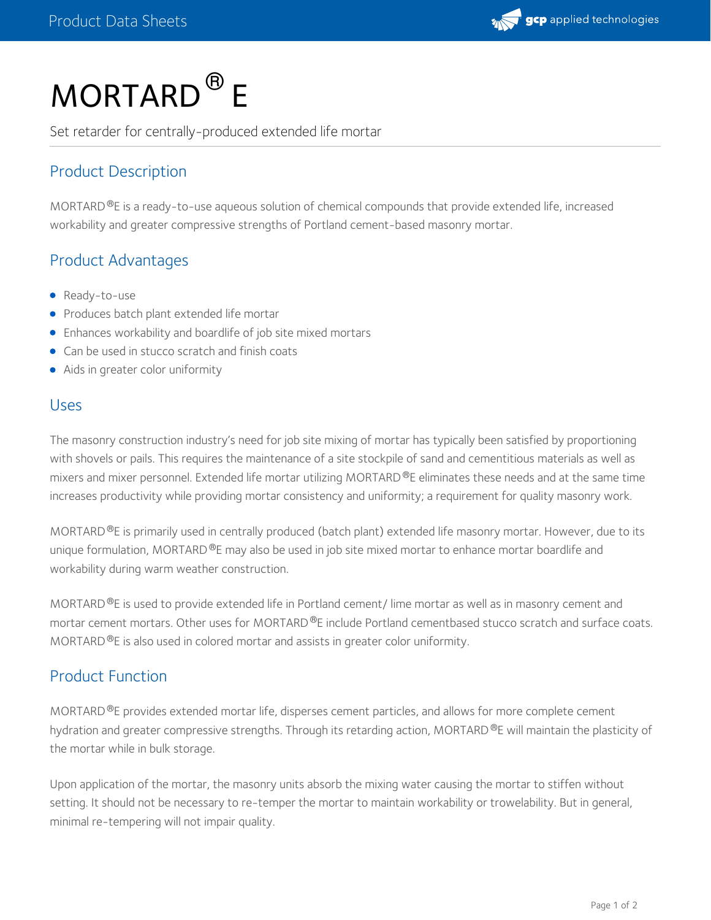# MORTARD® E

Set retarder for centrally-produced extended life mortar

## Product Description

MORTARD®E is a ready-to-use aqueous solution of chemical compounds that provide extended life, increased workability and greater compressive strengths of Portland cement-based masonry mortar.

## Product Advantages

- Ready-to-use
- Produces batch plant extended life mortar
- Enhances workability and boardlife of job site mixed mortars
- Can be used in stucco scratch and finish coats
- Aids in greater color uniformity

## Uses

The masonry construction industry's need for job site mixing of mortar has typically been satisfied by proportioning with shovels or pails. This requires the maintenance of a site stockpile of sand and cementitious materials as well as mixers and mixer personnel. Extended life mortar utilizing MORTARD®E eliminates these needs and at the same time increases productivity while providing mortar consistency and uniformity; a requirement for quality masonry work.

MORTARD®E is primarily used in centrally produced (batch plant) extended life masonry mortar. However, due to its unique formulation, MORTARD®E may also be used in job site mixed mortar to enhance mortar boardlife and workability during warm weather construction.

MORTARD®E is used to provide extended life in Portland cement/ lime mortar as well as in masonry cement and mortar cement mortars. Other uses for MORTARD®E include Portland cementbased stucco scratch and surface coats. MORTARD®E is also used in colored mortar and assists in greater color uniformity.

## Product Function

MORTARD®E provides extended mortar life, disperses cement particles, and allows for more complete cement hydration and greater compressive strengths. Through its retarding action, MORTARD®E will maintain the plasticity of the mortar while in bulk storage.

Upon application of the mortar, the masonry units absorb the mixing water causing the mortar to stiffen without setting. It should not be necessary to re-temper the mortar to maintain workability or trowelability. But in general, minimal re-tempering will not impair quality.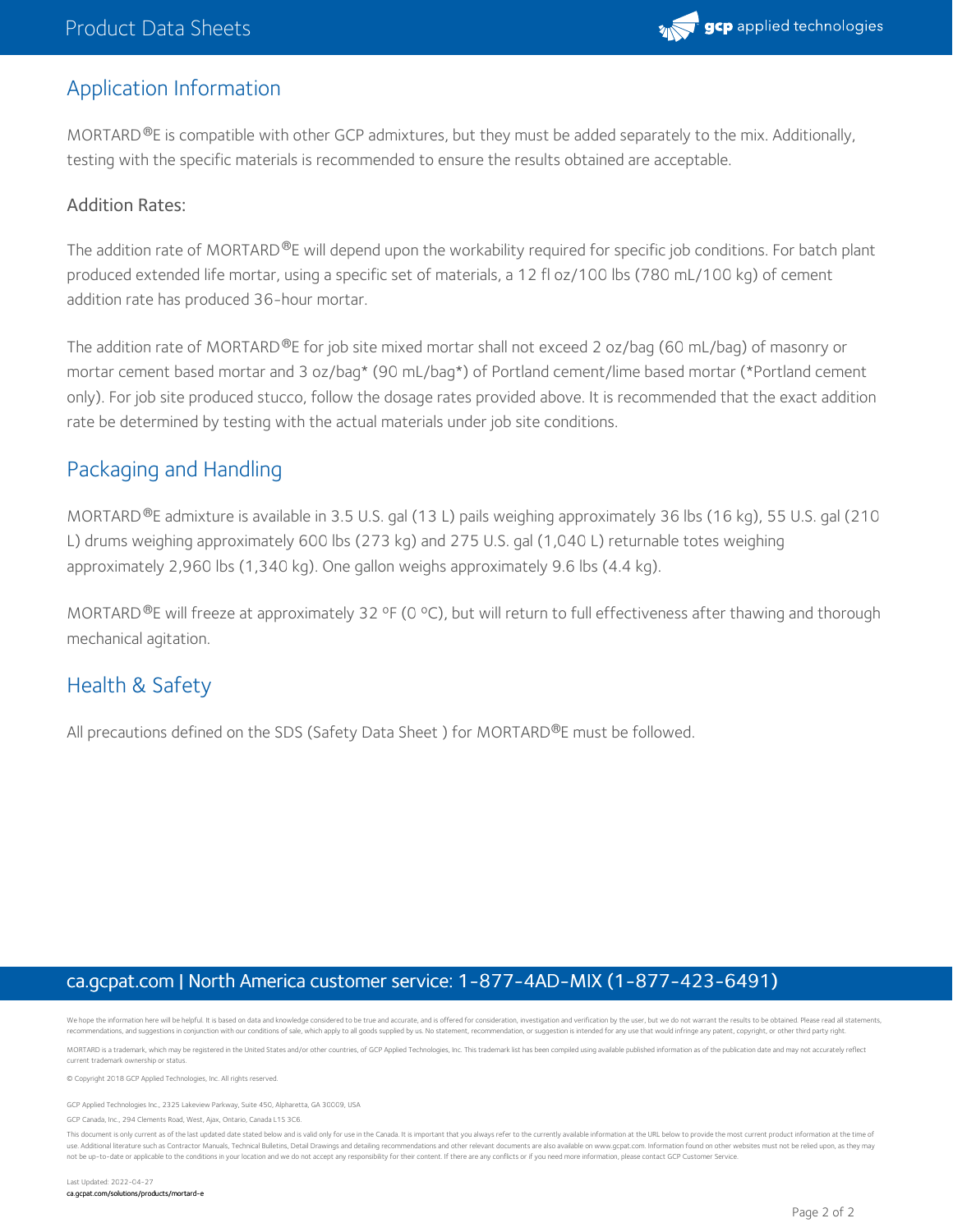## Application Information

MORTARD®E is compatible with other GCP admixtures, but they must be added separately to the mix. Additionally, testing with the specific materials is recommended to ensure the results obtained are acceptable.

### Addition Rates:

The addition rate of MORTARD®E will depend upon the workability required for specific job conditions. For batch plant produced extended life mortar, using a specific set of materials, a 12 fl oz/100 lbs (780 mL/100 kg) of cement addition rate has produced 36-hour mortar.

The addition rate of MORTARD®E for job site mixed mortar shall not exceed 2 oz/bag (60 mL/bag) of masonry or mortar cement based mortar and 3 oz/bag* (90 mL/bag*) of Portland cement/lime based mortar (*Portland cement only). For job site produced stucco, follow the dosage rates provided above. It is recommended that the exact addition rate be determined by testing with the actual materials under job site conditions.

## Packaging and Handling

MORTARD®E admixture is available in 3.5 U.S. gal (13 L) pails weighing approximately 36 lbs (16 kg), 55 U.S. gal (210 L) drums weighing approximately 600 lbs (273 kg) and 275 U.S. gal (1,040 L) returnable totes weighing approximately 2,960 lbs (1,340 kg). One gallon weighs approximately 9.6 lbs (4.4 kg).

MORTARD®E will freeze at approximately 32 °F (0 °C), but will return to full effectiveness after thawing and thorough mechanical agitation.

## Health & Safety

All precautions defined on the SDS (Safety Data Sheet ) for MORTARD®E must be followed.

ca.gcpat.com | North America customer service: 1-877-4AD-MIX (1-877-423-6491)

We hope the information here will be helpful. It is based on data and knowledge considered to be true and accurate, and is offered for consideration, investigation and verification by the user, but we do not warrant the results to be obtained. Please read all statements, recommendations, and suggestions in conjunction with our conditions of sale, which apply to all goods supplied by us. No statement, recommendation, or suggestion is intended for any use that would infringe any patent, copyright, or other third party right.

MORTARD is a trademark, which may be registered in the United States and/or other countries, of GCP Applied Technologies, Inc. This trademark list has been compiled using available published information as of the publication date and may not accurately reflect current trademark ownership or status.

© Copyright 2018 GCP Applied Technologies, Inc. All rights reserved.

GCP Applied Technologies Inc., 2325 Lakeview Parkway, Suite 450, Alpharetta, GA 30009, USA

GCP Canada, Inc., 294 Clements Road, West, Ajax, Ontario, Canada L1S 3C6.

This document is only current as of the last updated date stated below and is valid only for use in the Canada. It is important that you always refer to the currently available information at the URL below to provide the most current product information at the time of use. Additional literature such as Contractor Manuals, Technical Bulletins, Detail Drawings and detailing recommendations and other relevant documents are also available on www.gcpat.com. Information found on other websites must not be relied upon, as they may not be up-to-date or applicable to the conditions in your location and we do not accept any responsibility for their content. If there are any conflicts or if you need more information, please contact GCP Customer Service.

Last Updated: 2022-04-27

ca.gcpat.com/solutions/products/mortard-e